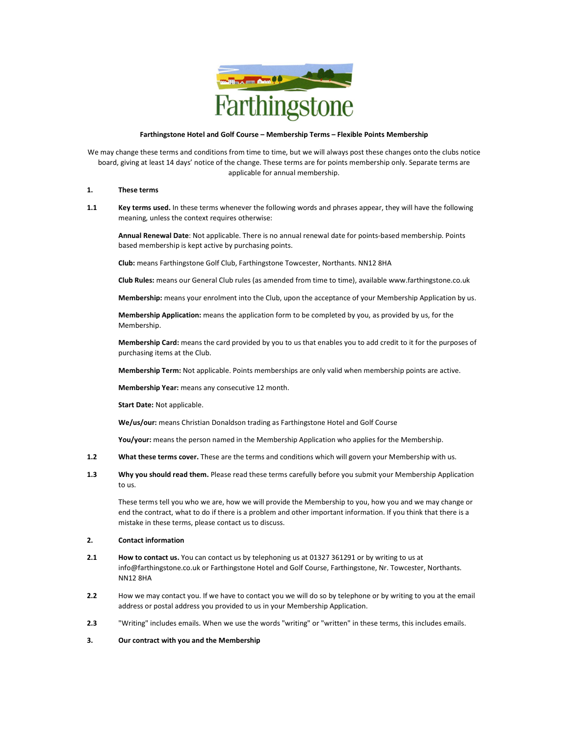# Farthingstone

**Farthingstone Hotel and Golf Course – Membership Terms – Flexible Points Membership**

We may change these terms and conditions from time to time, but we will always post these changes onto the clubs notice board, giving at least 14 days' notice of the change. These terms are for points membership only. Separate terms are applicable for annual membership.

## 1. These terms

**1.1** **Key terms used.** In these terms whenever the following words and phrases appear, they will have the following meaning, unless the context requires otherwise:

**Annual Renewal Date**: Not applicable. There is no annual renewal date for points-based membership. Points based membership is kept active by purchasing points.

**Club:** means Farthingstone Golf Club, Farthingstone Towcester, Northants. NN12 8HA

**Club Rules:** means our General Club rules (as amended from time to time), available www.farthingstone.co.uk

**Membership:** means your enrolment into the Club, upon the acceptance of your Membership Application by us.

**Membership Application:** means the application form to be completed by you, as provided by us, for the Membership.

**Membership Card:** means the card provided by you to us that enables you to add credit to it for the purposes of purchasing items at the Club.

**Membership Term:** Not applicable. Points memberships are only valid when membership points are active.

**Membership Year:** means any consecutive 12 month.

**Start Date:** Not applicable.

**We/us/our:** means Christian Donaldson trading as Farthingstone Hotel and Golf Course

**You/your:** means the person named in the Membership Application who applies for the Membership.

**1.2** **What these terms cover.** These are the terms and conditions which will govern your Membership with us.

**1.3** **Why you should read them.** Please read these terms carefully before you submit your Membership Application to us.

These terms tell you who we are, how we will provide the Membership to you, how you and we may change or end the contract, what to do if there is a problem and other important information. If you think that there is a mistake in these terms, please contact us to discuss.

## 2. Contact information

**2.1** **How to contact us.** You can contact us by telephoning us at 01327 361291 or by writing to us at info@farthingstone.co.uk or Farthingstone Hotel and Golf Course, Farthingstone, Nr. Towcester, Northants. NN12 8HA

**2.2** How we may contact you. If we have to contact you we will do so by telephone or by writing to you at the email address or postal address you provided to us in your Membership Application.

**2.3** "Writing" includes emails. When we use the words "writing" or "written" in these terms, this includes emails.

## 3. Our contract with you and the Membership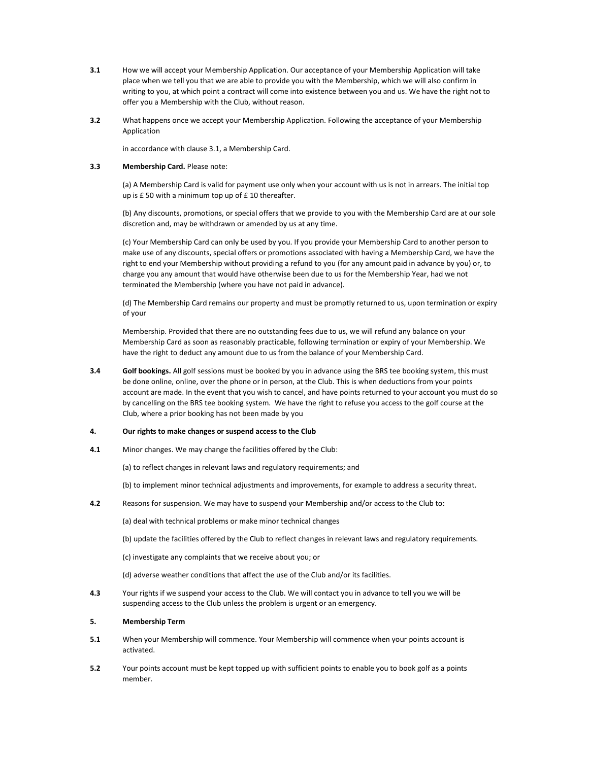**3.1** How we will accept your Membership Application. Our acceptance of your Membership Application will take place when we tell you that we are able to provide you with the Membership, which we will also confirm in writing to you, at which point a contract will come into existence between you and us. We have the right not to offer you a Membership with the Club, without reason.

**3.2** What happens once we accept your Membership Application. Following the acceptance of your Membership Application

in accordance with clause 3.1, a Membership Card.

**3.3** **Membership Card.** Please note:

(a) A Membership Card is valid for payment use only when your account with us is not in arrears. The initial top up is £ 50 with a minimum top up of £ 10 thereafter.

(b) Any discounts, promotions, or special offers that we provide to you with the Membership Card are at our sole discretion and, may be withdrawn or amended by us at any time.

(c) Your Membership Card can only be used by you. If you provide your Membership Card to another person to make use of any discounts, special offers or promotions associated with having a Membership Card, we have the right to end your Membership without providing a refund to you (for any amount paid in advance by you) or, to charge you any amount that would have otherwise been due to us for the Membership Year, had we not terminated the Membership (where you have not paid in advance).

(d) The Membership Card remains our property and must be promptly returned to us, upon termination or expiry of your

Membership. Provided that there are no outstanding fees due to us, we will refund any balance on your Membership Card as soon as reasonably practicable, following termination or expiry of your Membership. We have the right to deduct any amount due to us from the balance of your Membership Card.

**3.4** **Golf bookings.** All golf sessions must be booked by you in advance using the BRS tee booking system, this must be done online, online, over the phone or in person, at the Club. This is when deductions from your points account are made. In the event that you wish to cancel, and have points returned to your account you must do so by cancelling on the BRS tee booking system. We have the right to refuse you access to the golf course at the Club, where a prior booking has not been made by you

**4.** **Our rights to make changes or suspend access to the Club**

**4.1** Minor changes. We may change the facilities offered by the Club:

(a) to reflect changes in relevant laws and regulatory requirements; and

(b) to implement minor technical adjustments and improvements, for example to address a security threat.

**4.2** Reasons for suspension. We may have to suspend your Membership and/or access to the Club to:

(a) deal with technical problems or make minor technical changes

(b) update the facilities offered by the Club to reflect changes in relevant laws and regulatory requirements.

(c) investigate any complaints that we receive about you; or

(d) adverse weather conditions that affect the use of the Club and/or its facilities.

**4.3** Your rights if we suspend your access to the Club. We will contact you in advance to tell you we will be suspending access to the Club unless the problem is urgent or an emergency.

**5.** **Membership Term**

**5.1** When your Membership will commence. Your Membership will commence when your points account is activated.

**5.2** Your points account must be kept topped up with sufficient points to enable you to book golf as a points member.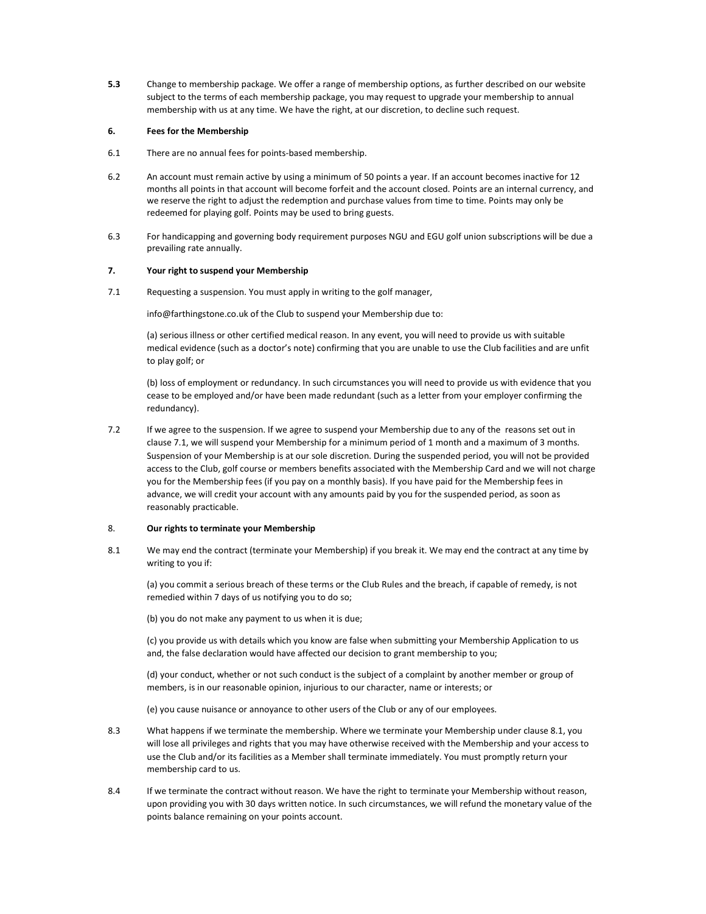**5.3** Change to membership package. We offer a range of membership options, as further described on our website subject to the terms of each membership package, you may request to upgrade your membership to annual membership with us at any time. We have the right, at our discretion, to decline such request.

**6. Fees for the Membership**

6.1 There are no annual fees for points-based membership.

6.2 An account must remain active by using a minimum of 50 points a year. If an account becomes inactive for 12 months all points in that account will become forfeit and the account closed. Points are an internal currency, and we reserve the right to adjust the redemption and purchase values from time to time. Points may only be redeemed for playing golf. Points may be used to bring guests.

6.3 For handicapping and governing body requirement purposes NGU and EGU golf union subscriptions will be due a prevailing rate annually.

**7. Your right to suspend your Membership**

7.1 Requesting a suspension. You must apply in writing to the golf manager,

info@farthingstone.co.uk of the Club to suspend your Membership due to:

(a) serious illness or other certified medical reason. In any event, you will need to provide us with suitable medical evidence (such as a doctor's note) confirming that you are unable to use the Club facilities and are unfit to play golf; or

(b) loss of employment or redundancy. In such circumstances you will need to provide us with evidence that you cease to be employed and/or have been made redundant (such as a letter from your employer confirming the redundancy).

7.2 If we agree to the suspension. If we agree to suspend your Membership due to any of the reasons set out in clause 7.1, we will suspend your Membership for a minimum period of 1 month and a maximum of 3 months. Suspension of your Membership is at our sole discretion. During the suspended period, you will not be provided access to the Club, golf course or members benefits associated with the Membership Card and we will not charge you for the Membership fees (if you pay on a monthly basis). If you have paid for the Membership fees in advance, we will credit your account with any amounts paid by you for the suspended period, as soon as reasonably practicable.

8. **Our rights to terminate your Membership**

8.1 We may end the contract (terminate your Membership) if you break it. We may end the contract at any time by writing to you if:

(a) you commit a serious breach of these terms or the Club Rules and the breach, if capable of remedy, is not remedied within 7 days of us notifying you to do so;

(b) you do not make any payment to us when it is due;

(c) you provide us with details which you know are false when submitting your Membership Application to us and, the false declaration would have affected our decision to grant membership to you;

(d) your conduct, whether or not such conduct is the subject of a complaint by another member or group of members, is in our reasonable opinion, injurious to our character, name or interests; or

(e) you cause nuisance or annoyance to other users of the Club or any of our employees.

8.3 What happens if we terminate the membership. Where we terminate your Membership under clause 8.1, you will lose all privileges and rights that you may have otherwise received with the Membership and your access to use the Club and/or its facilities as a Member shall terminate immediately. You must promptly return your membership card to us.

8.4 If we terminate the contract without reason. We have the right to terminate your Membership without reason, upon providing you with 30 days written notice. In such circumstances, we will refund the monetary value of the points balance remaining on your points account.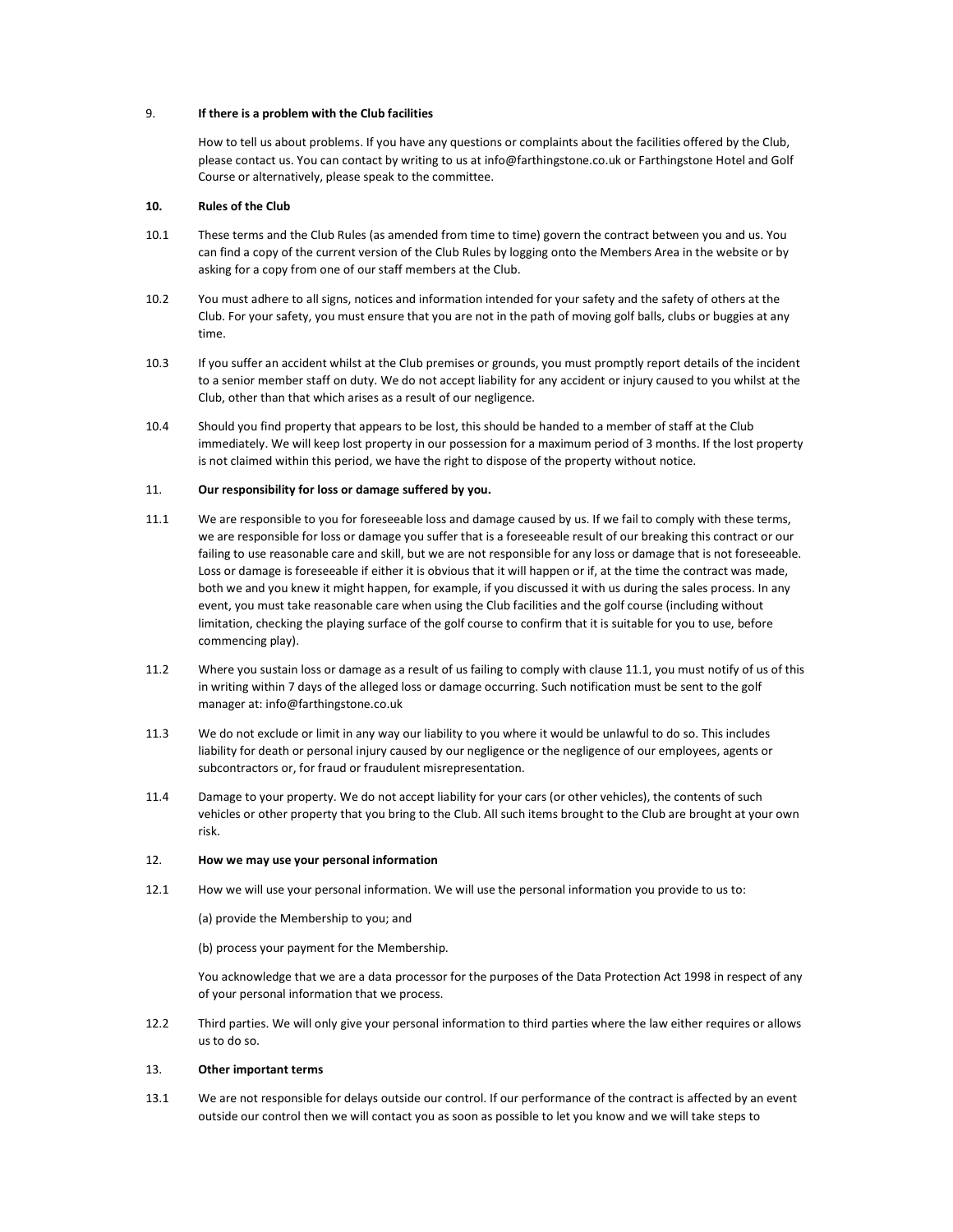## 9. If there is a problem with the Club facilities

How to tell us about problems. If you have any questions or complaints about the facilities offered by the Club, please contact us. You can contact by writing to us at info@farthingstone.co.uk or Farthingstone Hotel and Golf Course or alternatively, please speak to the committee.

## 10. Rules of the Club

10.1 These terms and the Club Rules (as amended from time to time) govern the contract between you and us. You can find a copy of the current version of the Club Rules by logging onto the Members Area in the website or by asking for a copy from one of our staff members at the Club.

10.2 You must adhere to all signs, notices and information intended for your safety and the safety of others at the Club. For your safety, you must ensure that you are not in the path of moving golf balls, clubs or buggies at any time.

10.3 If you suffer an accident whilst at the Club premises or grounds, you must promptly report details of the incident to a senior member staff on duty. We do not accept liability for any accident or injury caused to you whilst at the Club, other than that which arises as a result of our negligence.

10.4 Should you find property that appears to be lost, this should be handed to a member of staff at the Club immediately. We will keep lost property in our possession for a maximum period of 3 months. If the lost property is not claimed within this period, we have the right to dispose of the property without notice.

## 11. Our responsibility for loss or damage suffered by you.

11.1 We are responsible to you for foreseeable loss and damage caused by us. If we fail to comply with these terms, we are responsible for loss or damage you suffer that is a foreseeable result of our breaking this contract or our failing to use reasonable care and skill, but we are not responsible for any loss or damage that is not foreseeable. Loss or damage is foreseeable if either it is obvious that it will happen or if, at the time the contract was made, both we and you knew it might happen, for example, if you discussed it with us during the sales process. In any event, you must take reasonable care when using the Club facilities and the golf course (including without limitation, checking the playing surface of the golf course to confirm that it is suitable for you to use, before commencing play).

11.2 Where you sustain loss or damage as a result of us failing to comply with clause 11.1, you must notify of us of this in writing within 7 days of the alleged loss or damage occurring. Such notification must be sent to the golf manager at: info@farthingstone.co.uk

11.3 We do not exclude or limit in any way our liability to you where it would be unlawful to do so. This includes liability for death or personal injury caused by our negligence or the negligence of our employees, agents or subcontractors or, for fraud or fraudulent misrepresentation.

11.4 Damage to your property. We do not accept liability for your cars (or other vehicles), the contents of such vehicles or other property that you bring to the Club. All such items brought to the Club are brought at your own risk.

## 12. How we may use your personal information

12.1 How we will use your personal information. We will use the personal information you provide to us to:

(a) provide the Membership to you; and

(b) process your payment for the Membership.

You acknowledge that we are a data processor for the purposes of the Data Protection Act 1998 in respect of any of your personal information that we process.

12.2 Third parties. We will only give your personal information to third parties where the law either requires or allows us to do so.

## 13. Other important terms

13.1 We are not responsible for delays outside our control. If our performance of the contract is affected by an event outside our control then we will contact you as soon as possible to let you know and we will take steps to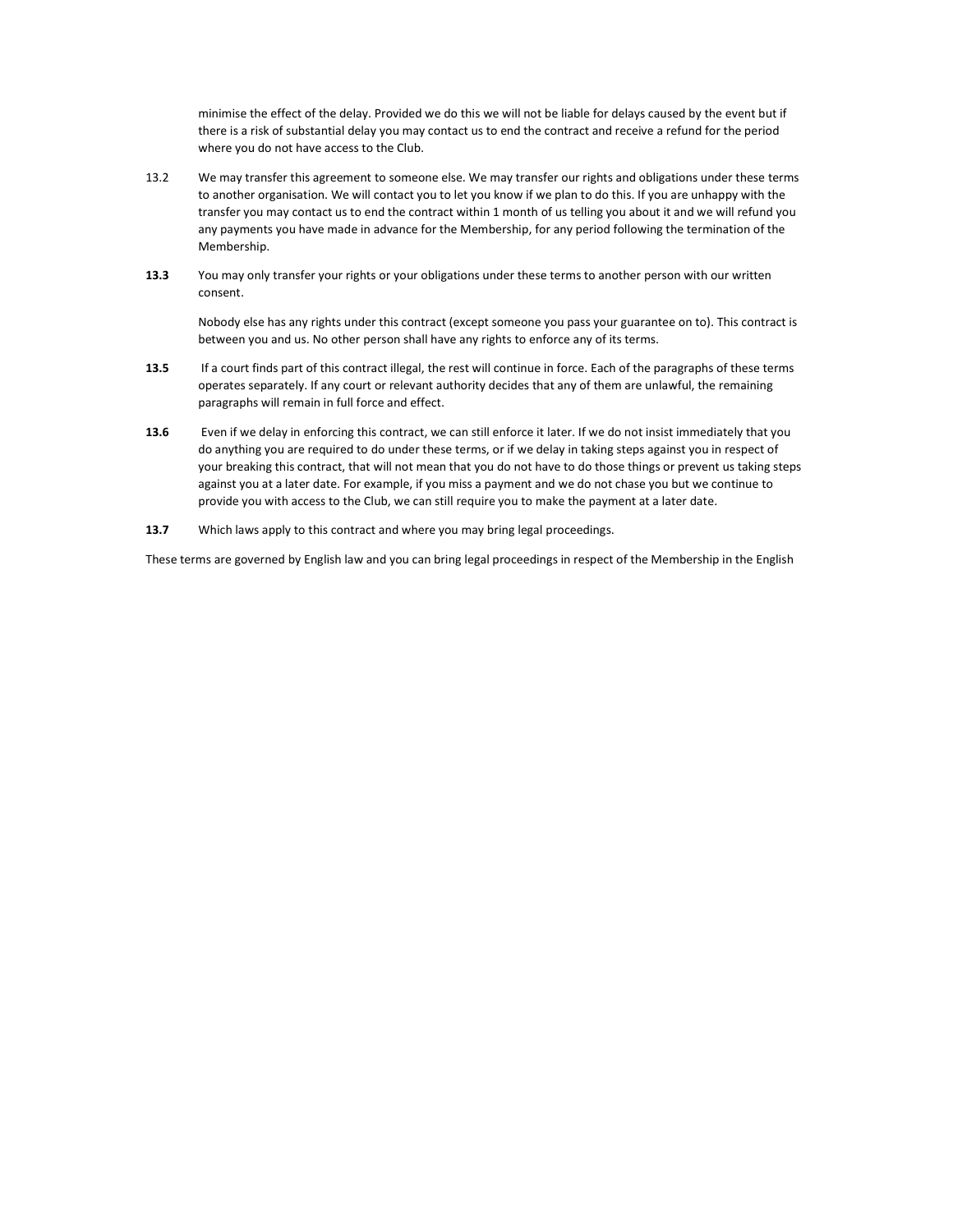minimise the effect of the delay. Provided we do this we will not be liable for delays caused by the event but if there is a risk of substantial delay you may contact us to end the contract and receive a refund for the period where you do not have access to the Club.

13.2 We may transfer this agreement to someone else. We may transfer our rights and obligations under these terms to another organisation. We will contact you to let you know if we plan to do this. If you are unhappy with the transfer you may contact us to end the contract within 1 month of us telling you about it and we will refund you any payments you have made in advance for the Membership, for any period following the termination of the Membership.

**13.3** You may only transfer your rights or your obligations under these terms to another person with our written consent.

Nobody else has any rights under this contract (except someone you pass your guarantee on to). This contract is between you and us. No other person shall have any rights to enforce any of its terms.

**13.5** If a court finds part of this contract illegal, the rest will continue in force. Each of the paragraphs of these terms operates separately. If any court or relevant authority decides that any of them are unlawful, the remaining paragraphs will remain in full force and effect.

**13.6** Even if we delay in enforcing this contract, we can still enforce it later. If we do not insist immediately that you do anything you are required to do under these terms, or if we delay in taking steps against you in respect of your breaking this contract, that will not mean that you do not have to do those things or prevent us taking steps against you at a later date. For example, if you miss a payment and we do not chase you but we continue to provide you with access to the Club, we can still require you to make the payment at a later date.

**13.7** Which laws apply to this contract and where you may bring legal proceedings.

These terms are governed by English law and you can bring legal proceedings in respect of the Membership in the English